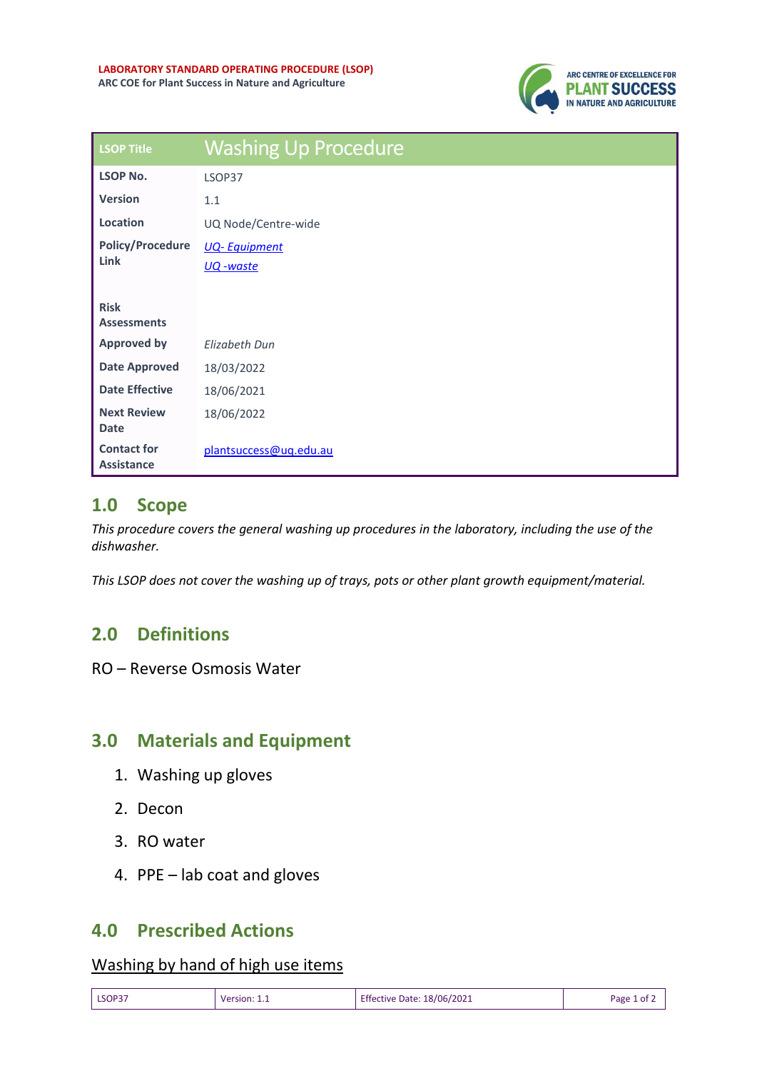**LABORATORY STANDARD OPERATING PROCEDURE (LSOP)**
**ARC COE for Plant Success in Nature and Agriculture**

| LSOP Title | Washing Up Procedure |
| --- | --- |
| **LSOP No.** | LSOP37 |
| **Version** | 1.1 |
| **Location** | UQ Node/Centre-wide |
| **Policy/Procedure Link** | *UQ- Equipment*<br>*UQ -waste* |
| **Risk Assessments** | |
| **Approved by** | *Elizabeth Dun* |
| **Date Approved** | 18/03/2022 |
| **Date Effective** | 18/06/2021 |
| **Next Review Date** | 18/06/2022 |
| **Contact for Assistance** | plantsuccess@uq.edu.au |

## 1.0 Scope

*This procedure covers the general washing up procedures in the laboratory, including the use of the dishwasher.*

*This LSOP does not cover the washing up of trays, pots or other plant growth equipment/material.*

## 2.0 Definitions

RO – Reverse Osmosis Water

## 3.0 Materials and Equipment

1. Washing up gloves
2. Decon
3. RO water
4. PPE – lab coat and gloves

## 4.0 Prescribed Actions

<u>Washing by hand of high use items</u>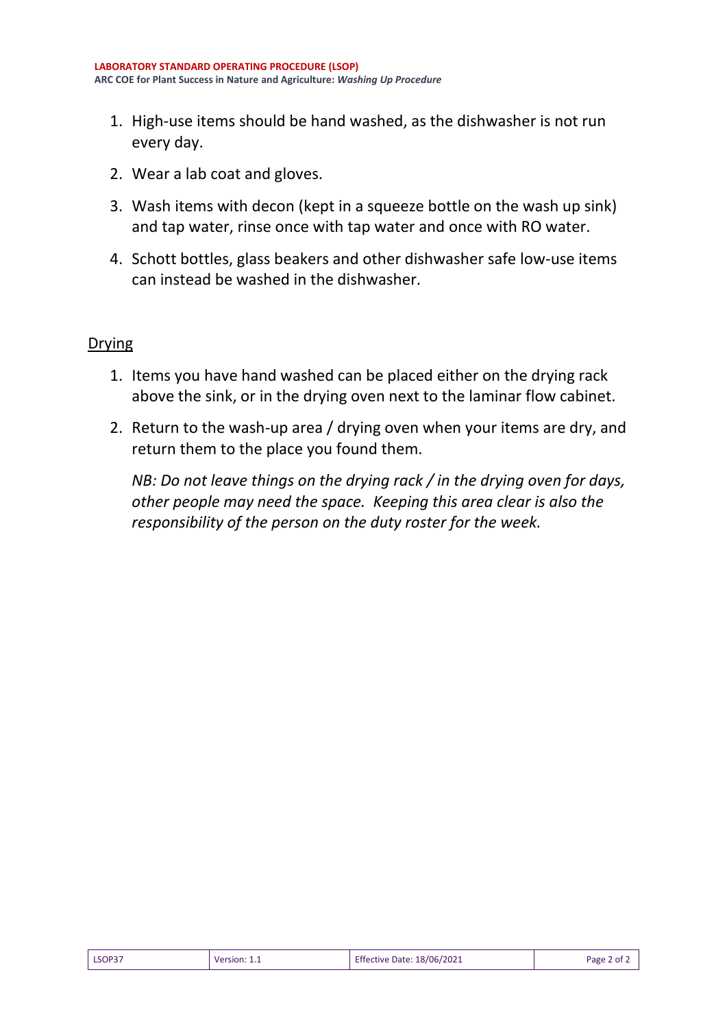1. High-use items should be hand washed, as the dishwasher is not run every day.
2. Wear a lab coat and gloves.
3. Wash items with decon (kept in a squeeze bottle on the wash up sink) and tap water, rinse once with tap water and once with RO water.
4. Schott bottles, glass beakers and other dishwasher safe low-use items can instead be washed in the dishwasher.

## Drying

1. Items you have hand washed can be placed either on the drying rack above the sink, or in the drying oven next to the laminar flow cabinet.
2. Return to the wash-up area / drying oven when your items are dry, and return them to the place you found them.

   *NB: Do not leave things on the drying rack / in the drying oven for days, other people may need the space. Keeping this area clear is also the responsibility of the person on the duty roster for the week.*